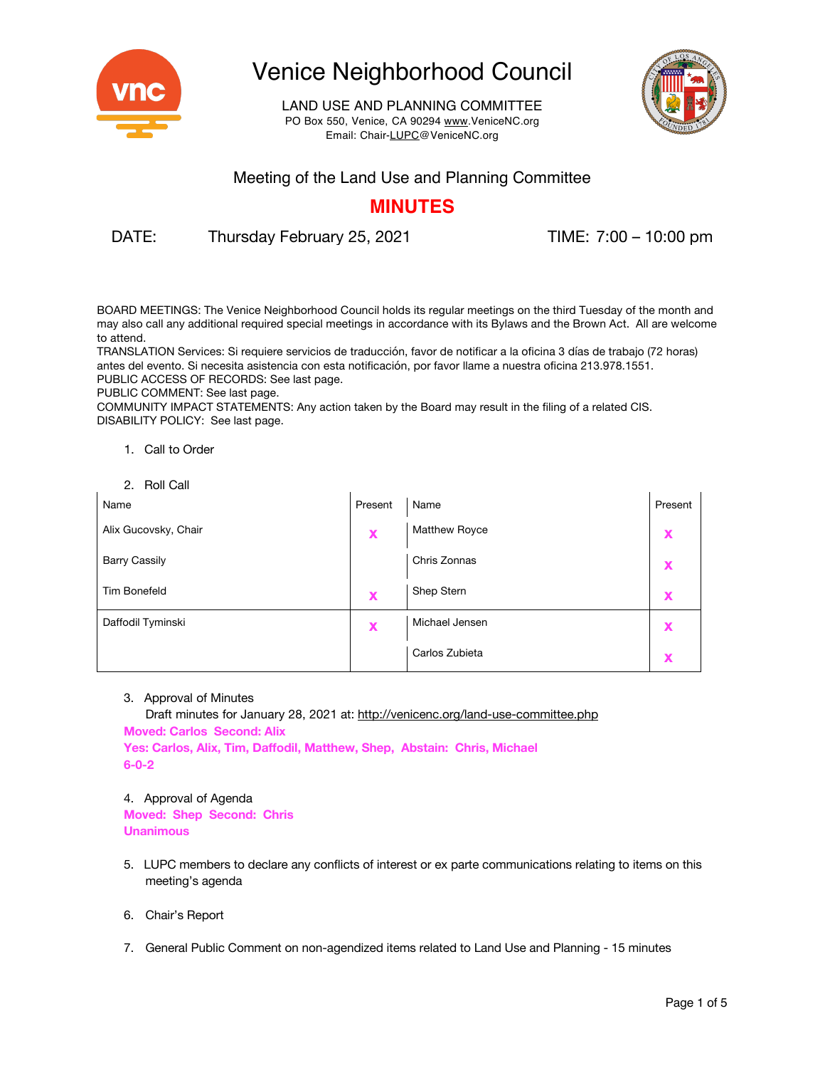# Venice Neighborhood Council

LAND USE AND PLANNING COMMITTEE
PO Box 550, Venice, CA 90294 www.VeniceNC.org
Email: Chair-LUPC@VeniceNC.org

## Meeting of the Land Use and Planning Committee

## MINUTES

DATE: Thursday February 25, 2021 TIME: 7:00 – 10:00 pm

BOARD MEETINGS: The Venice Neighborhood Council holds its regular meetings on the third Tuesday of the month and may also call any additional required special meetings in accordance with its Bylaws and the Brown Act. All are welcome to attend.
TRANSLATION Services: Si requiere servicios de traducción, favor de notificar a la oficina 3 días de trabajo (72 horas) antes del evento. Si necesita asistencia con esta notificación, por favor llame a nuestra oficina 213.978.1551.
PUBLIC ACCESS OF RECORDS: See last page.
PUBLIC COMMENT: See last page.
COMMUNITY IMPACT STATEMENTS: Any action taken by the Board may result in the filing of a related CIS.
DISABILITY POLICY: See last page.

1. Call to Order

2. Roll Call

| Name | Present | Name | Present |
|---|---|---|---|
| Alix Gucovsky, Chair | x | Matthew Royce | x |
| Barry Cassily | | Chris Zonnas | x |
| Tim Bonefeld | x | Shep Stern | x |
| Daffodil Tyminski | x | Michael Jensen | x |
| | | Carlos Zubieta | x |

3. Approval of Minutes
   Draft minutes for January 28, 2021 at: http://venicenc.org/land-use-committee.php

**Moved: Carlos Second: Alix**
**Yes: Carlos, Alix, Tim, Daffodil, Matthew, Shep, Abstain: Chris, Michael**
**6-0-2**

4. Approval of Agenda

**Moved: Shep Second: Chris**
**Unanimous**

5. LUPC members to declare any conflicts of interest or ex parte communications relating to items on this meeting's agenda

6. Chair's Report

7. General Public Comment on non-agendized items related to Land Use and Planning - 15 minutes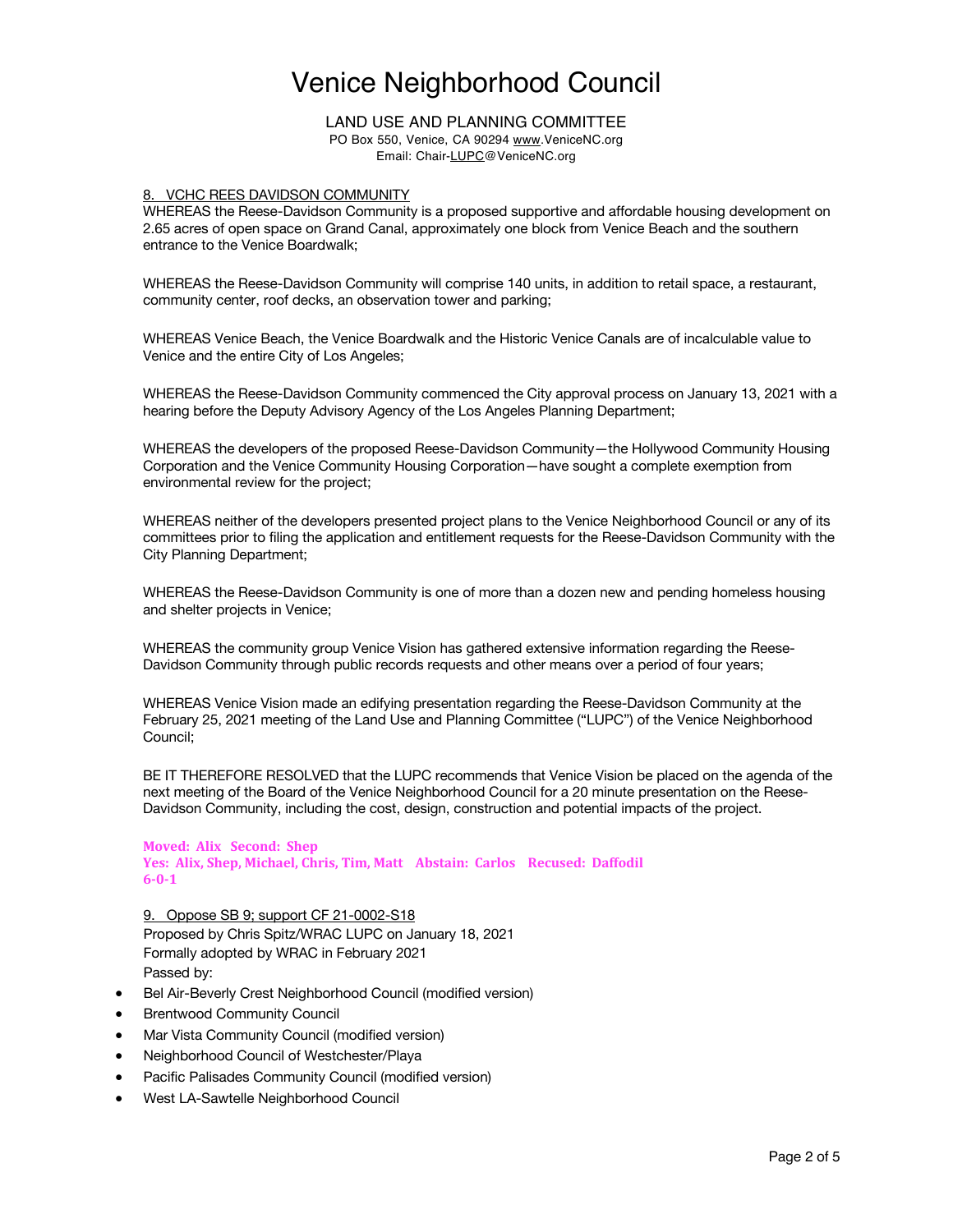# Venice Neighborhood Council

LAND USE AND PLANNING COMMITTEE

PO Box 550, Venice, CA 90294 www.VeniceNC.org

Email: Chair-LUPC@VeniceNC.org

8. VCHC REES DAVIDSON COMMUNITY

WHEREAS the Reese-Davidson Community is a proposed supportive and affordable housing development on 2.65 acres of open space on Grand Canal, approximately one block from Venice Beach and the southern entrance to the Venice Boardwalk;

WHEREAS the Reese-Davidson Community will comprise 140 units, in addition to retail space, a restaurant, community center, roof decks, an observation tower and parking;

WHEREAS Venice Beach, the Venice Boardwalk and the Historic Venice Canals are of incalculable value to Venice and the entire City of Los Angeles;

WHEREAS the Reese-Davidson Community commenced the City approval process on January 13, 2021 with a hearing before the Deputy Advisory Agency of the Los Angeles Planning Department;

WHEREAS the developers of the proposed Reese-Davidson Community—the Hollywood Community Housing Corporation and the Venice Community Housing Corporation—have sought a complete exemption from environmental review for the project;

WHEREAS neither of the developers presented project plans to the Venice Neighborhood Council or any of its committees prior to filing the application and entitlement requests for the Reese-Davidson Community with the City Planning Department;

WHEREAS the Reese-Davidson Community is one of more than a dozen new and pending homeless housing and shelter projects in Venice;

WHEREAS the community group Venice Vision has gathered extensive information regarding the Reese-Davidson Community through public records requests and other means over a period of four years;

WHEREAS Venice Vision made an edifying presentation regarding the Reese-Davidson Community at the February 25, 2021 meeting of the Land Use and Planning Committee ("LUPC") of the Venice Neighborhood Council;

BE IT THEREFORE RESOLVED that the LUPC recommends that Venice Vision be placed on the agenda of the next meeting of the Board of the Venice Neighborhood Council for a 20 minute presentation on the Reese-Davidson Community, including the cost, design, construction and potential impacts of the project.

**Moved: Alix Second: Shep**
**Yes: Alix, Shep, Michael, Chris, Tim, Matt Abstain: Carlos Recused: Daffodil**
**6-0-1**

9. Oppose SB 9; support CF 21-0002-S18

Proposed by Chris Spitz/WRAC LUPC on January 18, 2021
Formally adopted by WRAC in February 2021
Passed by:

- Bel Air-Beverly Crest Neighborhood Council (modified version)
- Brentwood Community Council
- Mar Vista Community Council (modified version)
- Neighborhood Council of Westchester/Playa
- Pacific Palisades Community Council (modified version)
- West LA-Sawtelle Neighborhood Council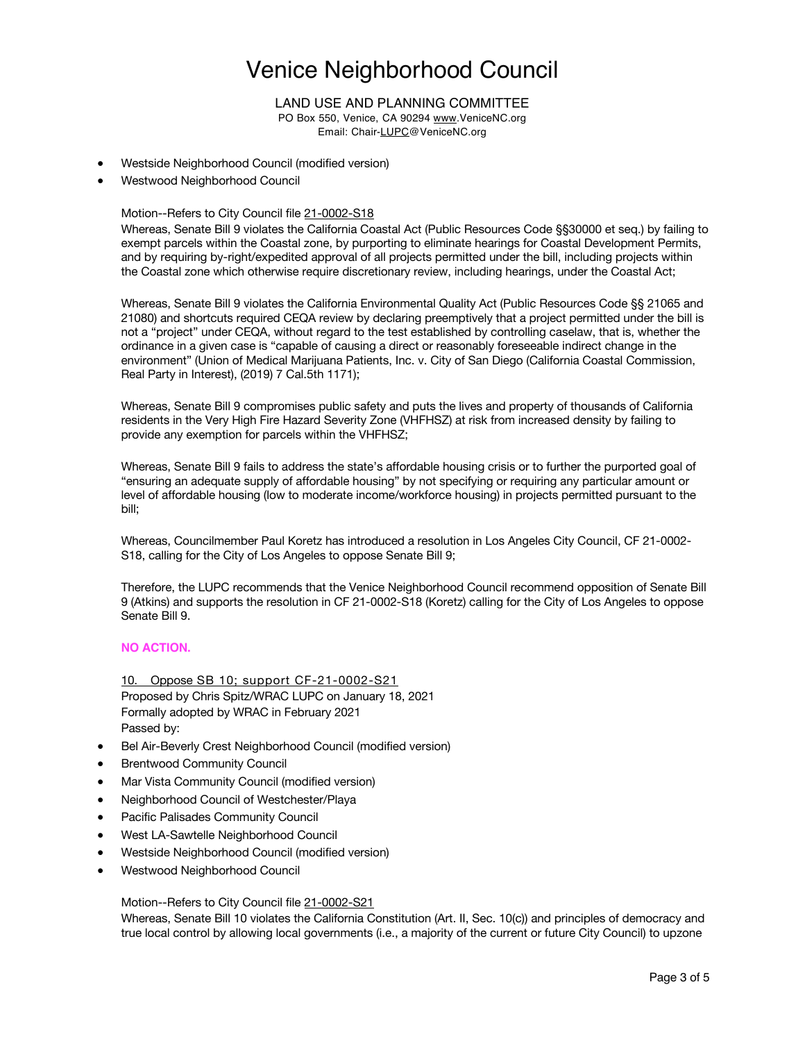- Westside Neighborhood Council (modified version)
- Westwood Neighborhood Council

Motion--Refers to City Council file 21-0002-S18

Whereas, Senate Bill 9 violates the California Coastal Act (Public Resources Code §§30000 et seq.) by failing to exempt parcels within the Coastal zone, by purporting to eliminate hearings for Coastal Development Permits, and by requiring by-right/expedited approval of all projects permitted under the bill, including projects within the Coastal zone which otherwise require discretionary review, including hearings, under the Coastal Act;

Whereas, Senate Bill 9 violates the California Environmental Quality Act (Public Resources Code §§ 21065 and 21080) and shortcuts required CEQA review by declaring preemptively that a project permitted under the bill is not a "project" under CEQA, without regard to the test established by controlling caselaw, that is, whether the ordinance in a given case is "capable of causing a direct or reasonably foreseeable indirect change in the environment" (Union of Medical Marijuana Patients, Inc. v. City of San Diego (California Coastal Commission, Real Party in Interest), (2019) 7 Cal.5th 1171);

Whereas, Senate Bill 9 compromises public safety and puts the lives and property of thousands of California residents in the Very High Fire Hazard Severity Zone (VHFHSZ) at risk from increased density by failing to provide any exemption for parcels within the VHFHSZ;

Whereas, Senate Bill 9 fails to address the state's affordable housing crisis or to further the purported goal of "ensuring an adequate supply of affordable housing" by not specifying or requiring any particular amount or level of affordable housing (low to moderate income/workforce housing) in projects permitted pursuant to the bill;

Whereas, Councilmember Paul Koretz has introduced a resolution in Los Angeles City Council, CF 21-0002-S18, calling for the City of Los Angeles to oppose Senate Bill 9;

Therefore, the LUPC recommends that the Venice Neighborhood Council recommend opposition of Senate Bill 9 (Atkins) and supports the resolution in CF 21-0002-S18 (Koretz) calling for the City of Los Angeles to oppose Senate Bill 9.

**NO ACTION.**

10. Oppose SB 10; support CF-21-0002-S21

Proposed by Chris Spitz/WRAC LUPC on January 18, 2021
Formally adopted by WRAC in February 2021
Passed by:

- Bel Air-Beverly Crest Neighborhood Council (modified version)
- Brentwood Community Council
- Mar Vista Community Council (modified version)
- Neighborhood Council of Westchester/Playa
- Pacific Palisades Community Council
- West LA-Sawtelle Neighborhood Council
- Westside Neighborhood Council (modified version)
- Westwood Neighborhood Council

Motion--Refers to City Council file 21-0002-S21

Whereas, Senate Bill 10 violates the California Constitution (Art. II, Sec. 10(c)) and principles of democracy and true local control by allowing local governments (i.e., a majority of the current or future City Council) to upzone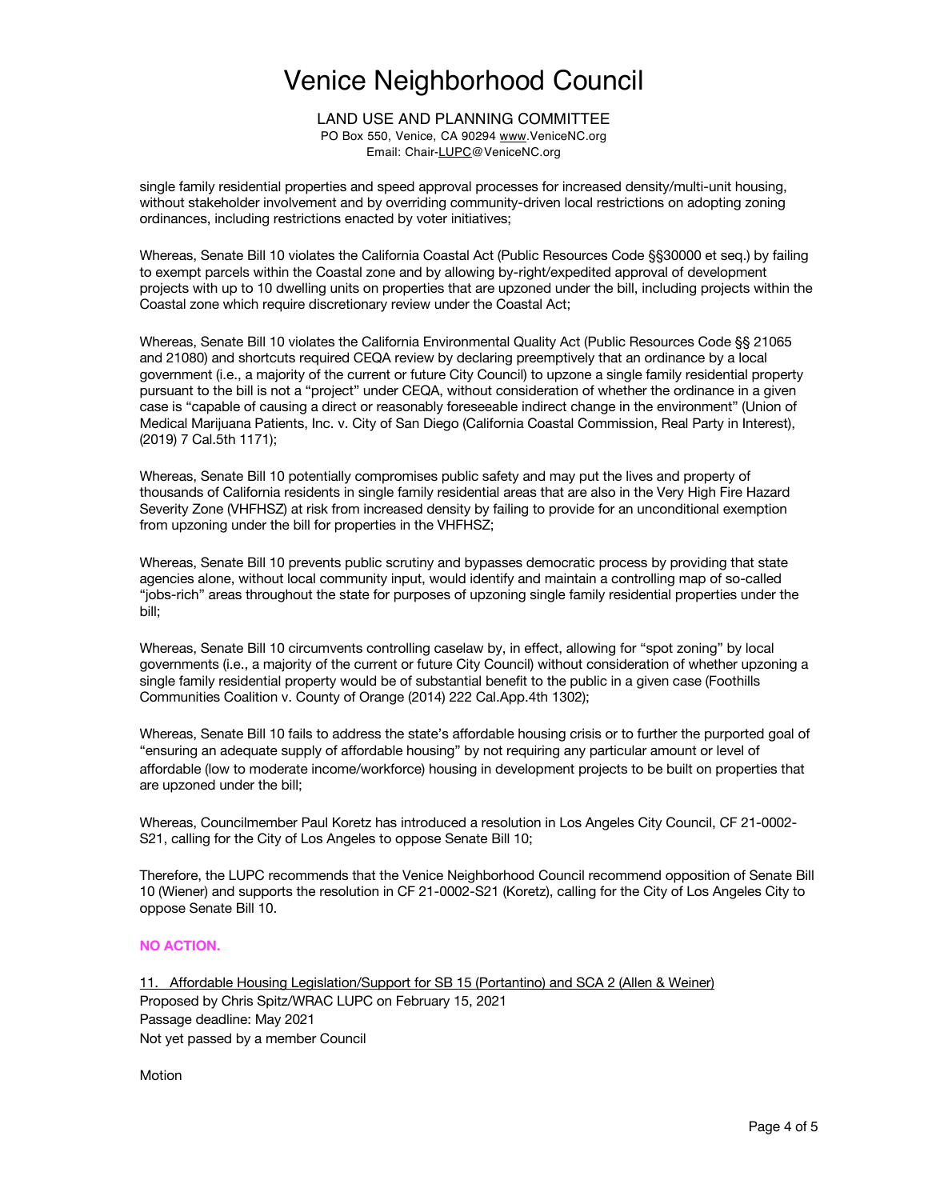single family residential properties and speed approval processes for increased density/multi-unit housing, without stakeholder involvement and by overriding community-driven local restrictions on adopting zoning ordinances, including restrictions enacted by voter initiatives;

Whereas, Senate Bill 10 violates the California Coastal Act (Public Resources Code §§30000 et seq.) by failing to exempt parcels within the Coastal zone and by allowing by-right/expedited approval of development projects with up to 10 dwelling units on properties that are upzoned under the bill, including projects within the Coastal zone which require discretionary review under the Coastal Act;

Whereas, Senate Bill 10 violates the California Environmental Quality Act (Public Resources Code §§ 21065 and 21080) and shortcuts required CEQA review by declaring preemptively that an ordinance by a local government (i.e., a majority of the current or future City Council) to upzone a single family residential property pursuant to the bill is not a "project" under CEQA, without consideration of whether the ordinance in a given case is "capable of causing a direct or reasonably foreseeable indirect change in the environment" (Union of Medical Marijuana Patients, Inc. v. City of San Diego (California Coastal Commission, Real Party in Interest), (2019) 7 Cal.5th 1171);

Whereas, Senate Bill 10 potentially compromises public safety and may put the lives and property of thousands of California residents in single family residential areas that are also in the Very High Fire Hazard Severity Zone (VHFHSZ) at risk from increased density by failing to provide for an unconditional exemption from upzoning under the bill for properties in the VHFHSZ;

Whereas, Senate Bill 10 prevents public scrutiny and bypasses democratic process by providing that state agencies alone, without local community input, would identify and maintain a controlling map of so-called "jobs-rich" areas throughout the state for purposes of upzoning single family residential properties under the bill;

Whereas, Senate Bill 10 circumvents controlling caselaw by, in effect, allowing for "spot zoning" by local governments (i.e., a majority of the current or future City Council) without consideration of whether upzoning a single family residential property would be of substantial benefit to the public in a given case (Foothills Communities Coalition v. County of Orange (2014) 222 Cal.App.4th 1302);

Whereas, Senate Bill 10 fails to address the state's affordable housing crisis or to further the purported goal of "ensuring an adequate supply of affordable housing" by not requiring any particular amount or level of affordable (low to moderate income/workforce) housing in development projects to be built on properties that are upzoned under the bill;

Whereas, Councilmember Paul Koretz has introduced a resolution in Los Angeles City Council, CF 21-0002-S21, calling for the City of Los Angeles to oppose Senate Bill 10;

Therefore, the LUPC recommends that the Venice Neighborhood Council recommend opposition of Senate Bill 10 (Wiener) and supports the resolution in CF 21-0002-S21 (Koretz), calling for the City of Los Angeles City to oppose Senate Bill 10.

**NO ACTION.**

11. Affordable Housing Legislation/Support for SB 15 (Portantino) and SCA 2 (Allen & Weiner)
Proposed by Chris Spitz/WRAC LUPC on February 15, 2021
Passage deadline: May 2021
Not yet passed by a member Council

Motion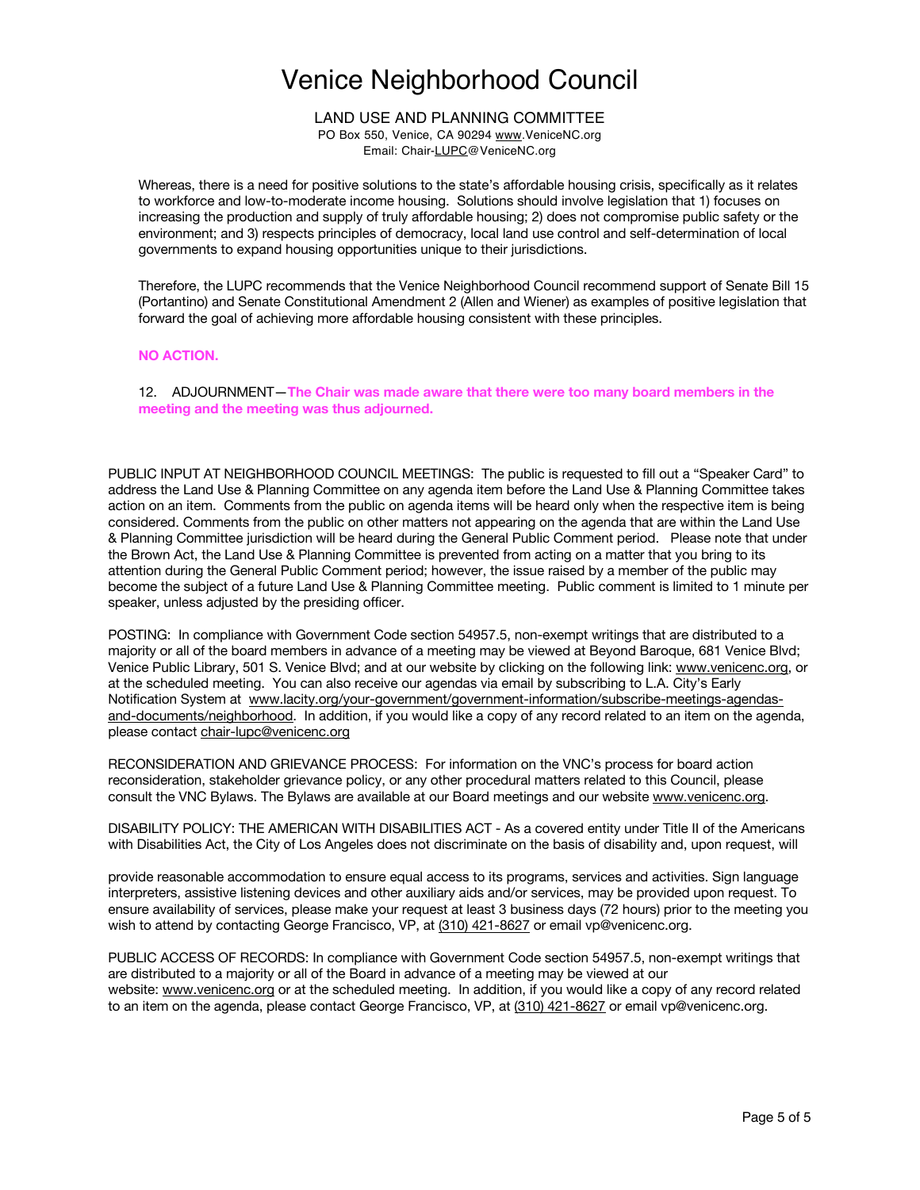# Venice Neighborhood Council

LAND USE AND PLANNING COMMITTEE
PO Box 550, Venice, CA 90294 www.VeniceNC.org
Email: Chair-LUPC@VeniceNC.org

Whereas, there is a need for positive solutions to the state's affordable housing crisis, specifically as it relates to workforce and low-to-moderate income housing. Solutions should involve legislation that 1) focuses on increasing the production and supply of truly affordable housing; 2) does not compromise public safety or the environment; and 3) respects principles of democracy, local land use control and self-determination of local governments to expand housing opportunities unique to their jurisdictions.

Therefore, the LUPC recommends that the Venice Neighborhood Council recommend support of Senate Bill 15 (Portantino) and Senate Constitutional Amendment 2 (Allen and Wiener) as examples of positive legislation that forward the goal of achieving more affordable housing consistent with these principles.

**NO ACTION.**

12. ADJOURNMENT—**The Chair was made aware that there were too many board members in the meeting and the meeting was thus adjourned.**

PUBLIC INPUT AT NEIGHBORHOOD COUNCIL MEETINGS: The public is requested to fill out a "Speaker Card" to address the Land Use & Planning Committee on any agenda item before the Land Use & Planning Committee takes action on an item. Comments from the public on agenda items will be heard only when the respective item is being considered. Comments from the public on other matters not appearing on the agenda that are within the Land Use & Planning Committee jurisdiction will be heard during the General Public Comment period. Please note that under the Brown Act, the Land Use & Planning Committee is prevented from acting on a matter that you bring to its attention during the General Public Comment period; however, the issue raised by a member of the public may become the subject of a future Land Use & Planning Committee meeting. Public comment is limited to 1 minute per speaker, unless adjusted by the presiding officer.

POSTING: In compliance with Government Code section 54957.5, non-exempt writings that are distributed to a majority or all of the board members in advance of a meeting may be viewed at Beyond Baroque, 681 Venice Blvd; Venice Public Library, 501 S. Venice Blvd; and at our website by clicking on the following link: www.venicenc.org, or at the scheduled meeting. You can also receive our agendas via email by subscribing to L.A. City's Early Notification System at www.lacity.org/your-government/government-information/subscribe-meetings-agendas-and-documents/neighborhood. In addition, if you would like a copy of any record related to an item on the agenda, please contact chair-lupc@venicenc.org

RECONSIDERATION AND GRIEVANCE PROCESS: For information on the VNC's process for board action reconsideration, stakeholder grievance policy, or any other procedural matters related to this Council, please consult the VNC Bylaws. The Bylaws are available at our Board meetings and our website www.venicenc.org.

DISABILITY POLICY: THE AMERICAN WITH DISABILITIES ACT - As a covered entity under Title II of the Americans with Disabilities Act, the City of Los Angeles does not discriminate on the basis of disability and, upon request, will provide reasonable accommodation to ensure equal access to its programs, services and activities. Sign language interpreters, assistive listening devices and other auxiliary aids and/or services, may be provided upon request. To ensure availability of services, please make your request at least 3 business days (72 hours) prior to the meeting you wish to attend by contacting George Francisco, VP, at (310) 421-8627 or email vp@venicenc.org.

PUBLIC ACCESS OF RECORDS: In compliance with Government Code section 54957.5, non-exempt writings that are distributed to a majority or all of the Board in advance of a meeting may be viewed at our website: www.venicenc.org or at the scheduled meeting. In addition, if you would like a copy of any record related to an item on the agenda, please contact George Francisco, VP, at (310) 421-8627 or email vp@venicenc.org.